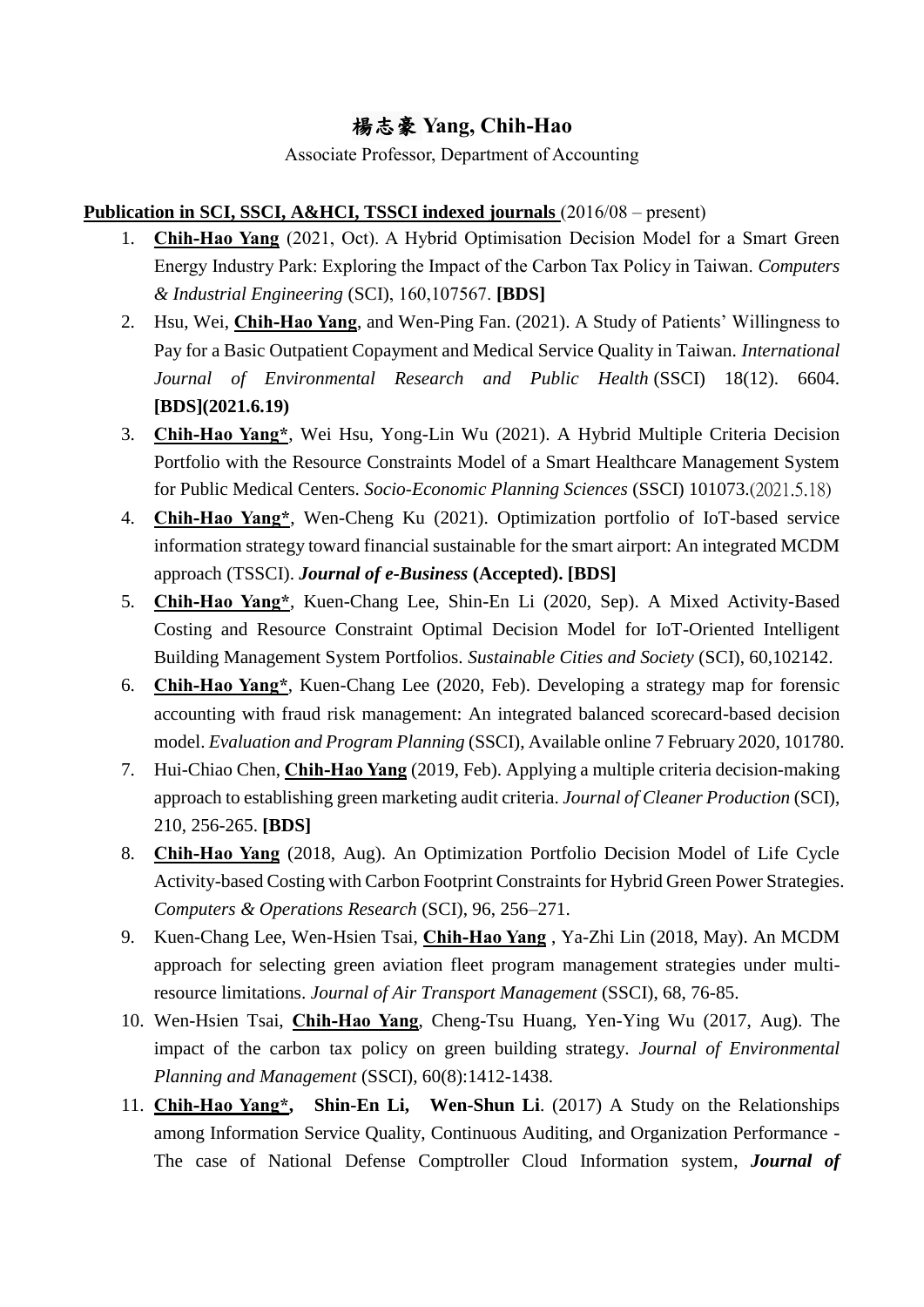# 楊志豪 Yang, Chih-Hao

Associate Professor, Department of Accounting

**Publication in SCI, SSCI, A&HCI, TSSCI indexed journals** (2016/08 – present)

1. **Chih-Hao Yang** (2021, Oct). A Hybrid Optimisation Decision Model for a Smart Green Energy Industry Park: Exploring the Impact of the Carbon Tax Policy in Taiwan. *Computers & Industrial Engineering* (SCI), 160,107567. **[BDS]**
2. Hsu, Wei, **Chih-Hao Yang**, and Wen-Ping Fan. (2021). A Study of Patients' Willingness to Pay for a Basic Outpatient Copayment and Medical Service Quality in Taiwan. *International Journal of Environmental Research and Public Health* (SSCI) 18(12). 6604. **[BDS](2021.6.19)**
3. **Chih-Hao Yang***, Wei Hsu, Yong-Lin Wu (2021). A Hybrid Multiple Criteria Decision Portfolio with the Resource Constraints Model of a Smart Healthcare Management System for Public Medical Centers. *Socio-Economic Planning Sciences* (SSCI) 101073.(2021.5.18)
4. **Chih-Hao Yang***, Wen-Cheng Ku (2021). Optimization portfolio of IoT-based service information strategy toward financial sustainable for the smart airport: An integrated MCDM approach (TSSCI). ***Journal of e-Business* (Accepted). [BDS]**
5. **Chih-Hao Yang***, Kuen-Chang Lee, Shin-En Li (2020, Sep). A Mixed Activity-Based Costing and Resource Constraint Optimal Decision Model for IoT-Oriented Intelligent Building Management System Portfolios. *Sustainable Cities and Society* (SCI), 60,102142.
6. **Chih-Hao Yang***, Kuen-Chang Lee (2020, Feb). Developing a strategy map for forensic accounting with fraud risk management: An integrated balanced scorecard-based decision model. *Evaluation and Program Planning* (SSCI), Available online 7 February 2020, 101780.
7. Hui-Chiao Chen, **Chih-Hao Yang** (2019, Feb). Applying a multiple criteria decision-making approach to establishing green marketing audit criteria. *Journal of Cleaner Production* (SCI), 210, 256-265. **[BDS]**
8. **Chih-Hao Yang** (2018, Aug). An Optimization Portfolio Decision Model of Life Cycle Activity-based Costing with Carbon Footprint Constraints for Hybrid Green Power Strategies. *Computers & Operations Research* (SCI), 96, 256–271.
9. Kuen-Chang Lee, Wen-Hsien Tsai, **Chih-Hao Yang** , Ya-Zhi Lin (2018, May). An MCDM approach for selecting green aviation fleet program management strategies under multi-resource limitations. *Journal of Air Transport Management* (SSCI), 68, 76-85.
10. Wen-Hsien Tsai, **Chih-Hao Yang**, Cheng-Tsu Huang, Yen-Ying Wu (2017, Aug). The impact of the carbon tax policy on green building strategy. *Journal of Environmental Planning and Management* (SSCI), 60(8):1412-1438.
11. **Chih-Hao Yang*, Shin-En Li, Wen-Shun Li**. (2017) A Study on the Relationships among Information Service Quality, Continuous Auditing, and Organization Performance - The case of National Defense Comptroller Cloud Information system, ***Journal of***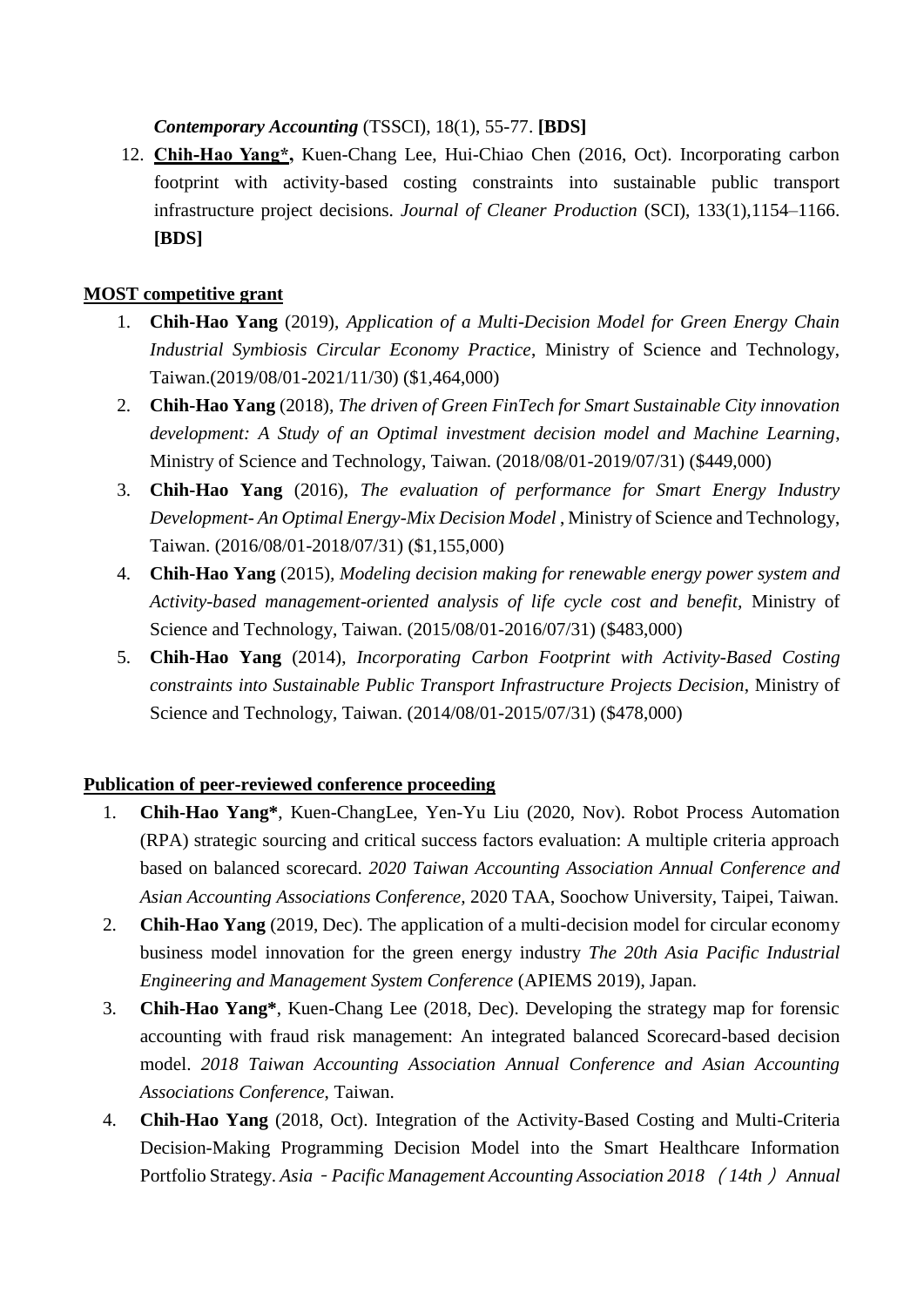*Contemporary Accounting* (TSSCI), 18(1), 55-77. **[BDS]**

12. **Chih-Hao Yang*,** Kuen-Chang Lee, Hui-Chiao Chen (2016, Oct). Incorporating carbon footprint with activity-based costing constraints into sustainable public transport infrastructure project decisions. *Journal of Cleaner Production* (SCI), 133(1),1154–1166. **[BDS]**

**MOST competitive grant**

1. **Chih-Hao Yang** (2019), *Application of a Multi-Decision Model for Green Energy Chain Industrial Symbiosis Circular Economy Practice*, Ministry of Science and Technology, Taiwan.(2019/08/01-2021/11/30) ($1,464,000)
2. **Chih-Hao Yang** (2018), *The driven of Green FinTech for Smart Sustainable City innovation development: A Study of an Optimal investment decision model and Machine Learning*, Ministry of Science and Technology, Taiwan. (2018/08/01-2019/07/31) ($449,000)
3. **Chih-Hao Yang** (2016), *The evaluation of performance for Smart Energy Industry Development- An Optimal Energy-Mix Decision Model* , Ministry of Science and Technology, Taiwan. (2016/08/01-2018/07/31) ($1,155,000)
4. **Chih-Hao Yang** (2015), *Modeling decision making for renewable energy power system and Activity-based management-oriented analysis of life cycle cost and benefit*, Ministry of Science and Technology, Taiwan. (2015/08/01-2016/07/31) ($483,000)
5. **Chih-Hao Yang** (2014), *Incorporating Carbon Footprint with Activity-Based Costing constraints into Sustainable Public Transport Infrastructure Projects Decision*, Ministry of Science and Technology, Taiwan. (2014/08/01-2015/07/31) ($478,000)

**Publication of peer-reviewed conference proceeding**

1. **Chih-Hao Yang***, Kuen-ChangLee, Yen-Yu Liu (2020, Nov). Robot Process Automation (RPA) strategic sourcing and critical success factors evaluation: A multiple criteria approach based on balanced scorecard. *2020 Taiwan Accounting Association Annual Conference and Asian Accounting Associations Conference*, 2020 TAA, Soochow University, Taipei, Taiwan.
2. **Chih-Hao Yang** (2019, Dec). The application of a multi-decision model for circular economy business model innovation for the green energy industry *The 20th Asia Pacific Industrial Engineering and Management System Conference* (APIEMS 2019), Japan.
3. **Chih-Hao Yang***, Kuen-Chang Lee (2018, Dec). Developing the strategy map for forensic accounting with fraud risk management: An integrated balanced Scorecard-based decision model. *2018 Taiwan Accounting Association Annual Conference and Asian Accounting Associations Conference*, Taiwan.
4. **Chih-Hao Yang** (2018, Oct). Integration of the Activity-Based Costing and Multi-Criteria Decision-Making Programming Decision Model into the Smart Healthcare Information Portfolio Strategy. *Asia－Pacific Management Accounting Association 2018 （14th） Annual*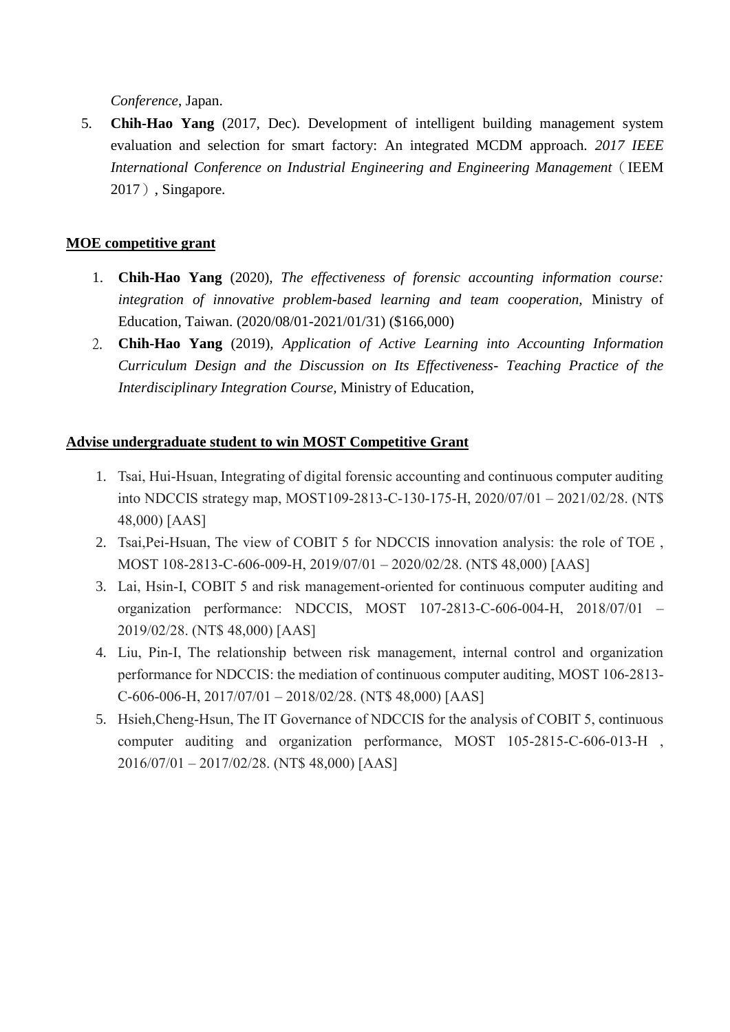*Conference*, Japan.

5. **Chih-Hao Yang** (2017, Dec). Development of intelligent building management system evaluation and selection for smart factory: An integrated MCDM approach. *2017 IEEE International Conference on Industrial Engineering and Engineering Management*（IEEM 2017）, Singapore.

**MOE competitive grant**

1. **Chih-Hao Yang** (2020), *The effectiveness of forensic accounting information course: integration of innovative problem-based learning and team cooperation,* Ministry of Education, Taiwan. (2020/08/01-2021/01/31) ($166,000)
2. **Chih-Hao Yang** (2019), *Application of Active Learning into Accounting Information Curriculum Design and the Discussion on Its Effectiveness- Teaching Practice of the Interdisciplinary Integration Course,* Ministry of Education,

**Advise undergraduate student to win MOST Competitive Grant**

1. Tsai, Hui-Hsuan, Integrating of digital forensic accounting and continuous computer auditing into NDCCIS strategy map, MOST109-2813-C-130-175-H, 2020/07/01 – 2021/02/28. (NT$ 48,000) [AAS]
2. Tsai,Pei-Hsuan, The view of COBIT 5 for NDCCIS innovation analysis: the role of TOE , MOST 108-2813-C-606-009-H, 2019/07/01 – 2020/02/28. (NT$ 48,000) [AAS]
3. Lai, Hsin-I, COBIT 5 and risk management-oriented for continuous computer auditing and organization performance: NDCCIS, MOST 107-2813-C-606-004-H, 2018/07/01 – 2019/02/28. (NT$ 48,000) [AAS]
4. Liu, Pin-I, The relationship between risk management, internal control and organization performance for NDCCIS: the mediation of continuous computer auditing, MOST 106-2813-C-606-006-H, 2017/07/01 – 2018/02/28. (NT$ 48,000) [AAS]
5. Hsieh,Cheng-Hsun, The IT Governance of NDCCIS for the analysis of COBIT 5, continuous computer auditing and organization performance, MOST 105-2815-C-606-013-H , 2016/07/01 – 2017/02/28. (NT$ 48,000) [AAS]